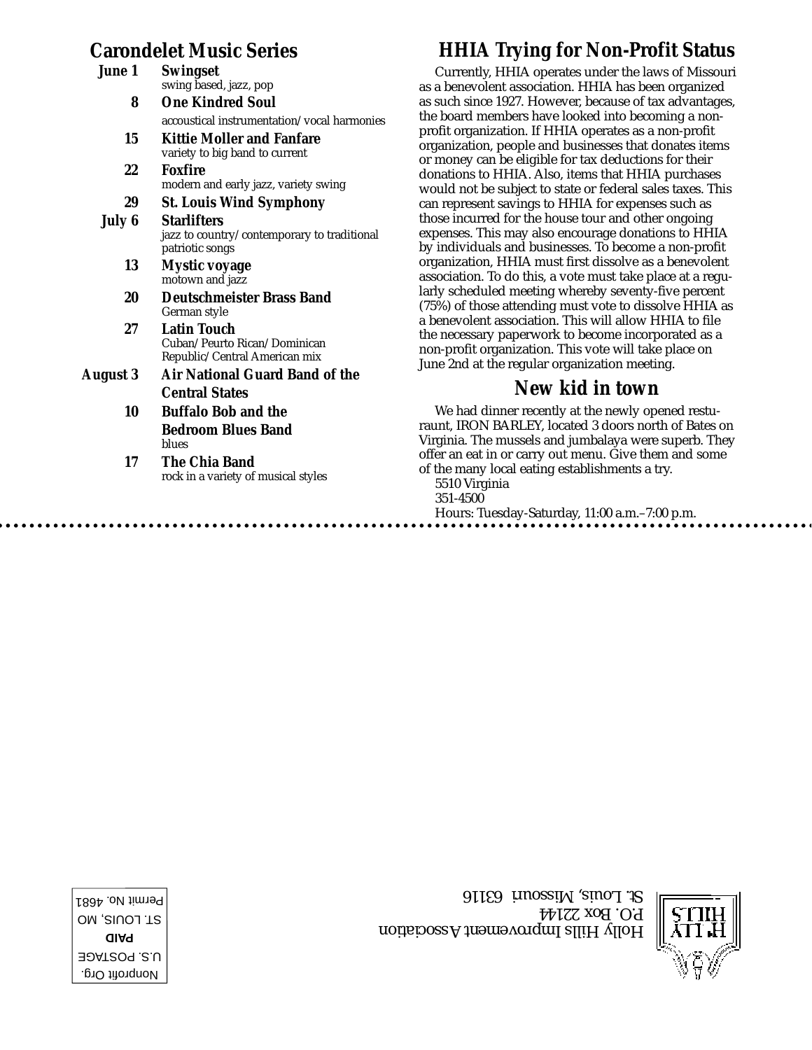## Carondelet Music Series

**June 1** — **Swingset**
swing based, jazz, pop

**8** — **One Kindred Soul**
accoustical instrumentation/vocal harmonies

**15** — **Kittie Moller and Fanfare**
variety to big band to current

**22** — **Foxfire**
modern and early jazz, variety swing

**29** — **St. Louis Wind Symphony**

**July 6** — **Starlifters**
jazz to country/contemporary to traditional patriotic songs

**13** — **Mystic voyage**
motown and jazz

**20** — **Deutschmeister Brass Band**
German style

**27** — **Latin Touch**
Cuban/Peurto Rican/Dominican Republic/Central American mix

**August 3** — **Air National Guard Band of the Central States**

**10** — **Buffalo Bob and the Bedroom Blues Band**
blues

**17** — **The Chia Band**
rock in a variety of musical styles

## HHIA Trying for Non-Profit Status

Currently, HHIA operates under the laws of Missouri as a benevolent association. HHIA has been organized as such since 1927. However, because of tax advantages, the board members have looked into becoming a non-profit organization. If HHIA operates as a non-profit organization, people and businesses that donates items or money can be eligible for tax deductions for their donations to HHIA. Also, items that HHIA purchases would not be subject to state or federal sales taxes. This can represent savings to HHIA for expenses such as those incurred for the house tour and other ongoing expenses. This may also encourage donations to HHIA by individuals and businesses. To become a non-profit organization, HHIA must first dissolve as a benevolent association. To do this, a vote must take place at a regularly scheduled meeting whereby seventy-five percent (75%) of those attending must vote to dissolve HHIA as a benevolent association. This will allow HHIA to file the necessary paperwork to become incorporated as a non-profit organization. This vote will take place on June 2nd at the regular organization meeting.

## New kid in town

We had dinner recently at the newly opened resturaunt, IRON BARLEY, located 3 doors north of Bates on Virginia. The mussels and jumbalaya were superb. They offer an eat in or carry out menu. Give them and some of the many local eating establishments a try.

5510 Virginia
351-4500
Hours: Tuesday-Saturday, 11:00 a.m.–7:00 p.m.

Holly Hills Improvement Association
P.O. Box 22144
St. Louis, Missouri 63116

Nonprofit Org.
U.S. POSTAGE
**PAID**
ST. LOUIS, MO
Permit No. 4681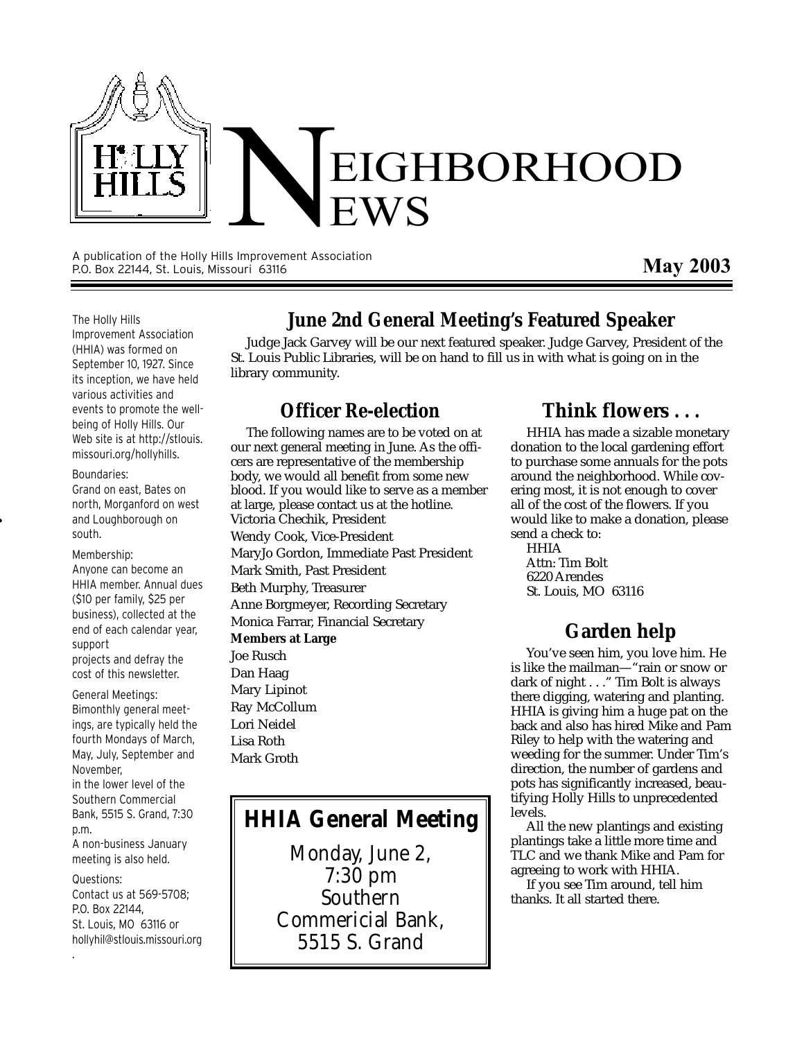# NEIGHBORHOOD NEWS

A publication of the Holly Hills Improvement Association
P.O. Box 22144, St. Louis, Missouri 63116

**May 2003**

The Holly Hills Improvement Association (HHIA) was formed on September 10, 1927. Since its inception, we have held various activities and events to promote the well-being of Holly Hills. Our Web site is at http://stlouis.missouri.org/hollyhills.

Boundaries:
Grand on east, Bates on north, Morganford on west and Loughborough on south.

Membership:
Anyone can become an HHIA member. Annual dues ($10 per family, $25 per business), collected at the end of each calendar year, support projects and defray the cost of this newsletter.

General Meetings:
Bimonthly general meetings, are typically held the fourth Mondays of March, May, July, September and November, in the lower level of the Southern Commercial Bank, 5515 S. Grand, 7:30 p.m.
A non-business January meeting is also held.

Questions:
Contact us at 569-5708; P.O. Box 22144, St. Louis, MO 63116 or hollyhil@stlouis.missouri.org.

## June 2nd General Meeting's Featured Speaker

Judge Jack Garvey will be our next featured speaker. Judge Garvey, President of the St. Louis Public Libraries, will be on hand to fill us in with what is going on in the library community.

## Officer Re-election

The following names are to be voted on at our next general meeting in June. As the officers are representative of the membership body, we would all benefit from some new blood. If you would like to serve as a member at large, please contact us at the hotline.

Victoria Chechik, President
Wendy Cook, Vice-President
MaryJo Gordon, Immediate Past President
Mark Smith, Past President
Beth Murphy, Treasurer
Anne Borgmeyer, Recording Secretary
Monica Farrar, Financial Secretary

**Members at Large**

Joe Rusch
Dan Haag
Mary Lipinot
Ray McCollum
Lori Neidel
Lisa Roth
Mark Groth

## HHIA General Meeting

Monday, June 2,
7:30 pm
Southern
Commericial Bank,
5515 S. Grand

## Think flowers . . .

HHIA has made a sizable monetary donation to the local gardening effort to purchase some annuals for the pots around the neighborhood. While covering most, it is not enough to cover all of the cost of the flowers. If you would like to make a donation, please send a check to:

HHIA
Attn: Tim Bolt
6220 Arendes
St. Louis, MO 63116

## Garden help

You've seen him, you love him. He is like the mailman—"rain or snow or dark of night . . ." Tim Bolt is always there digging, watering and planting. HHIA is giving him a huge pat on the back and also has hired Mike and Pam Riley to help with the watering and weeding for the summer. Under Tim's direction, the number of gardens and pots has significantly increased, beautifying Holly Hills to unprecedented levels.

All the new plantings and existing plantings take a little more time and TLC and we thank Mike and Pam for agreeing to work with HHIA.

If you see Tim around, tell him thanks. It all started there.